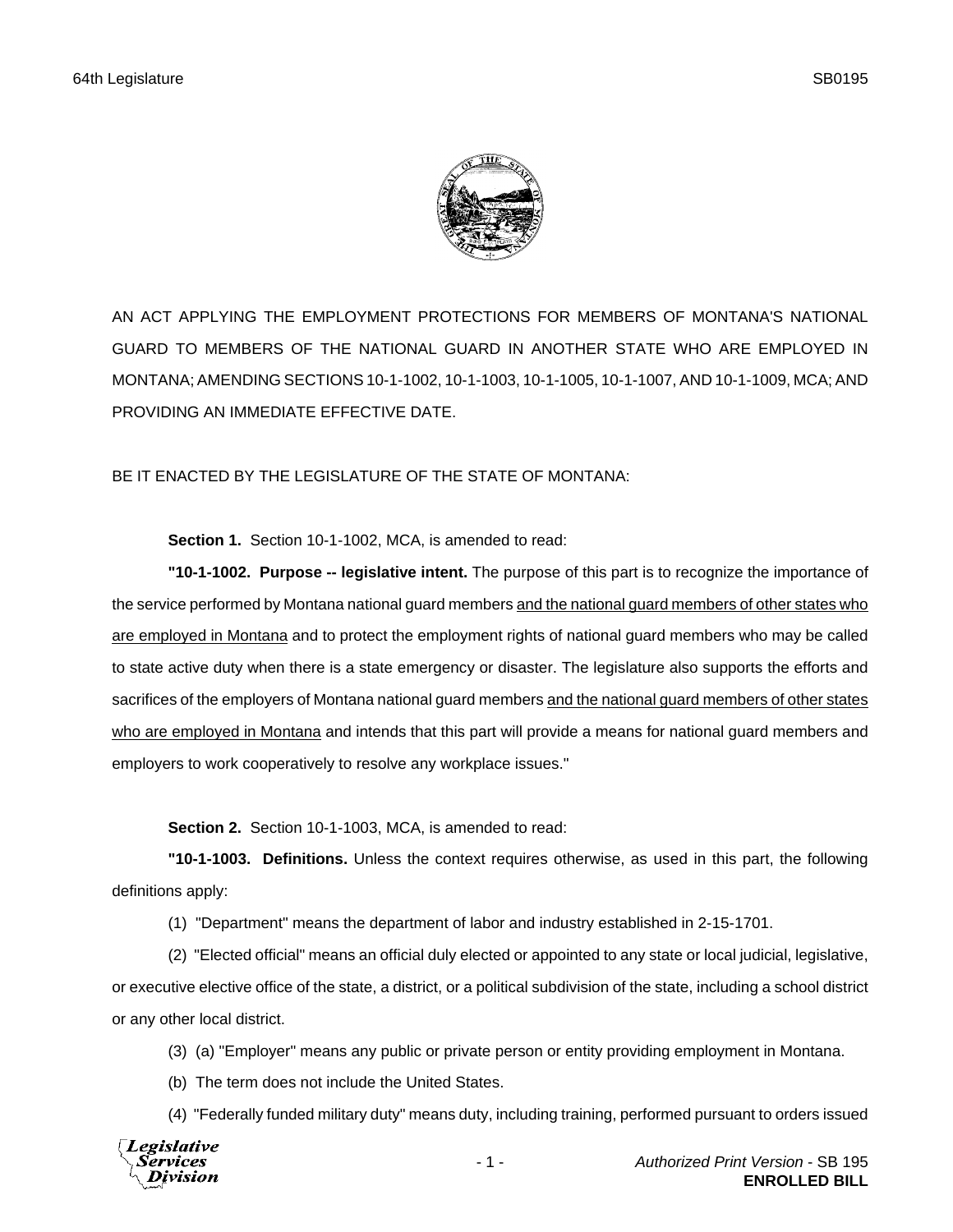AN ACT APPLYING THE EMPLOYMENT PROTECTIONS FOR MEMBERS OF MONTANA'S NATIONAL GUARD TO MEMBERS OF THE NATIONAL GUARD IN ANOTHER STATE WHO ARE EMPLOYED IN MONTANA; AMENDING SECTIONS 10-1-1002, 10-1-1003, 10-1-1005, 10-1-1007, AND 10-1-1009, MCA; AND PROVIDING AN IMMEDIATE EFFECTIVE DATE.

BE IT ENACTED BY THE LEGISLATURE OF THE STATE OF MONTANA:

**Section 1.** Section 10-1-1002, MCA, is amended to read:

**"10-1-1002. Purpose -- legislative intent.** The purpose of this part is to recognize the importance of the service performed by Montana national guard members <u>and the national guard members of other states who are employed in Montana</u> and to protect the employment rights of national guard members who may be called to state active duty when there is a state emergency or disaster. The legislature also supports the efforts and sacrifices of the employers of Montana national guard members <u>and the national guard members of other states who are employed in Montana</u> and intends that this part will provide a means for national guard members and employers to work cooperatively to resolve any workplace issues."

**Section 2.** Section 10-1-1003, MCA, is amended to read:

**"10-1-1003. Definitions.** Unless the context requires otherwise, as used in this part, the following definitions apply:

(1) "Department" means the department of labor and industry established in 2-15-1701.

(2) "Elected official" means an official duly elected or appointed to any state or local judicial, legislative, or executive elective office of the state, a district, or a political subdivision of the state, including a school district or any other local district.

(3) (a) "Employer" means any public or private person or entity providing employment in Montana.

(b) The term does not include the United States.

(4) "Federally funded military duty" means duty, including training, performed pursuant to orders issued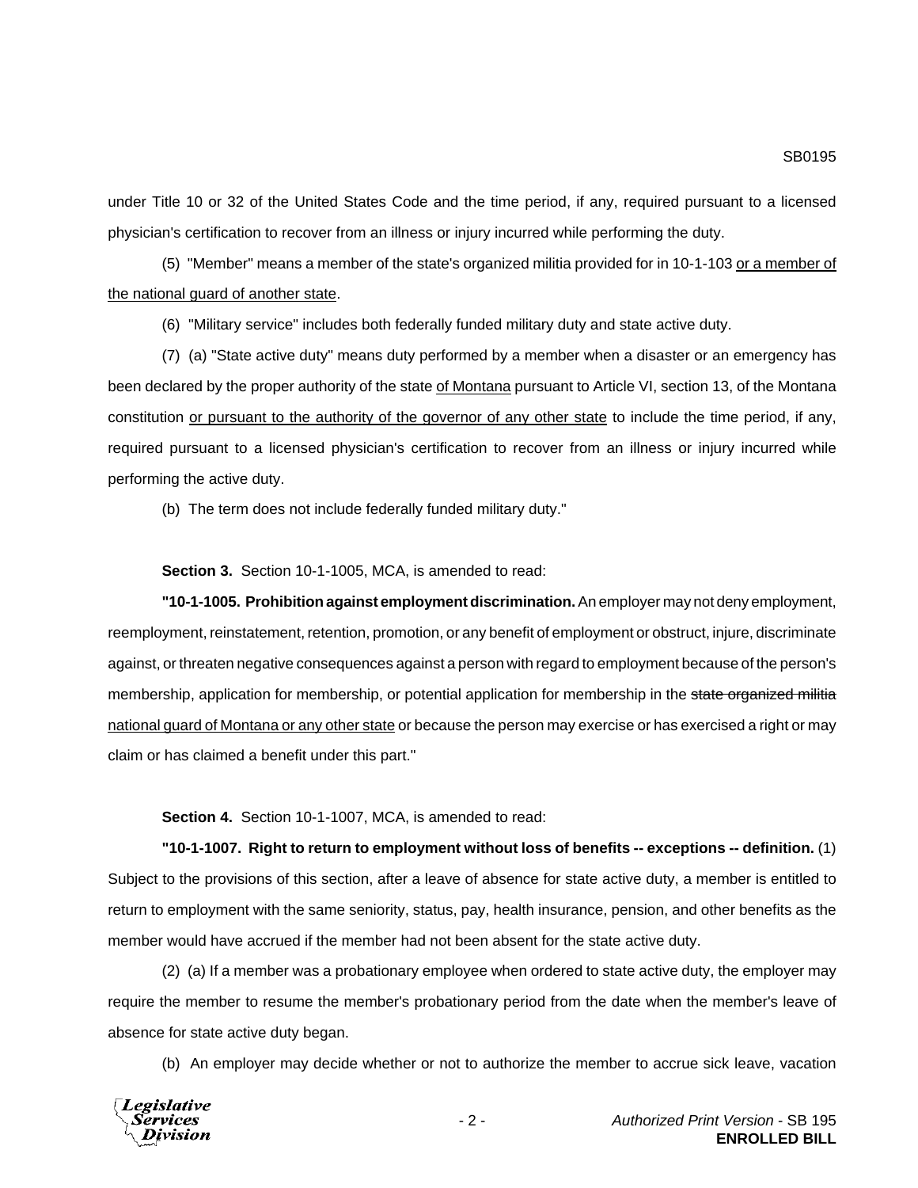under Title 10 or 32 of the United States Code and the time period, if any, required pursuant to a licensed physician's certification to recover from an illness or injury incurred while performing the duty.

(5) "Member" means a member of the state's organized militia provided for in 10-1-103 <u>or a member of the national guard of another state</u>.

(6) "Military service" includes both federally funded military duty and state active duty.

(7) (a) "State active duty" means duty performed by a member when a disaster or an emergency has been declared by the proper authority of the state <u>of Montana</u> pursuant to Article VI, section 13, of the Montana constitution <u>or pursuant to the authority of the governor of any other state</u> to include the time period, if any, required pursuant to a licensed physician's certification to recover from an illness or injury incurred while performing the active duty.

(b) The term does not include federally funded military duty."

**Section 3.** Section 10-1-1005, MCA, is amended to read:

**"10-1-1005. Prohibition against employment discrimination.** An employer may not deny employment, reemployment, reinstatement, retention, promotion, or any benefit of employment or obstruct, injure, discriminate against, or threaten negative consequences against a person with regard to employment because of the person's membership, application for membership, or potential application for membership in the ~~state organized militia~~ <u>national guard of Montana or any other state</u> or because the person may exercise or has exercised a right or may claim or has claimed a benefit under this part."

**Section 4.** Section 10-1-1007, MCA, is amended to read:

**"10-1-1007. Right to return to employment without loss of benefits -- exceptions -- definition.** (1) Subject to the provisions of this section, after a leave of absence for state active duty, a member is entitled to return to employment with the same seniority, status, pay, health insurance, pension, and other benefits as the member would have accrued if the member had not been absent for the state active duty.

(2) (a) If a member was a probationary employee when ordered to state active duty, the employer may require the member to resume the member's probationary period from the date when the member's leave of absence for state active duty began.

(b) An employer may decide whether or not to authorize the member to accrue sick leave, vacation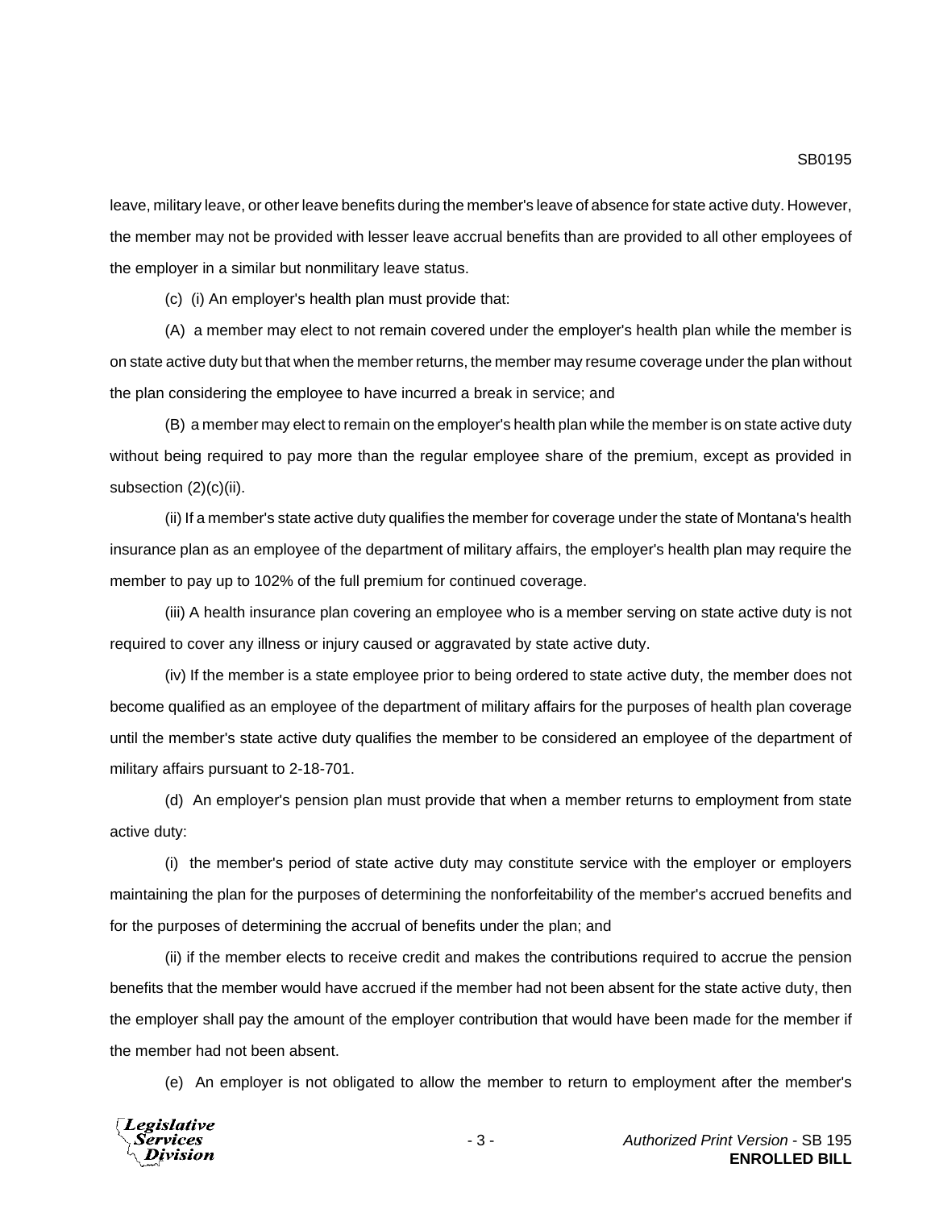leave, military leave, or other leave benefits during the member's leave of absence for state active duty. However, the member may not be provided with lesser leave accrual benefits than are provided to all other employees of the employer in a similar but nonmilitary leave status.

(c) (i) An employer's health plan must provide that:

(A) a member may elect to not remain covered under the employer's health plan while the member is on state active duty but that when the member returns, the member may resume coverage under the plan without the plan considering the employee to have incurred a break in service; and

(B) a member may elect to remain on the employer's health plan while the member is on state active duty without being required to pay more than the regular employee share of the premium, except as provided in subsection (2)(c)(ii).

(ii) If a member's state active duty qualifies the member for coverage under the state of Montana's health insurance plan as an employee of the department of military affairs, the employer's health plan may require the member to pay up to 102% of the full premium for continued coverage.

(iii) A health insurance plan covering an employee who is a member serving on state active duty is not required to cover any illness or injury caused or aggravated by state active duty.

(iv) If the member is a state employee prior to being ordered to state active duty, the member does not become qualified as an employee of the department of military affairs for the purposes of health plan coverage until the member's state active duty qualifies the member to be considered an employee of the department of military affairs pursuant to 2-18-701.

(d) An employer's pension plan must provide that when a member returns to employment from state active duty:

(i) the member's period of state active duty may constitute service with the employer or employers maintaining the plan for the purposes of determining the nonforfeitability of the member's accrued benefits and for the purposes of determining the accrual of benefits under the plan; and

(ii) if the member elects to receive credit and makes the contributions required to accrue the pension benefits that the member would have accrued if the member had not been absent for the state active duty, then the employer shall pay the amount of the employer contribution that would have been made for the member if the member had not been absent.

(e) An employer is not obligated to allow the member to return to employment after the member's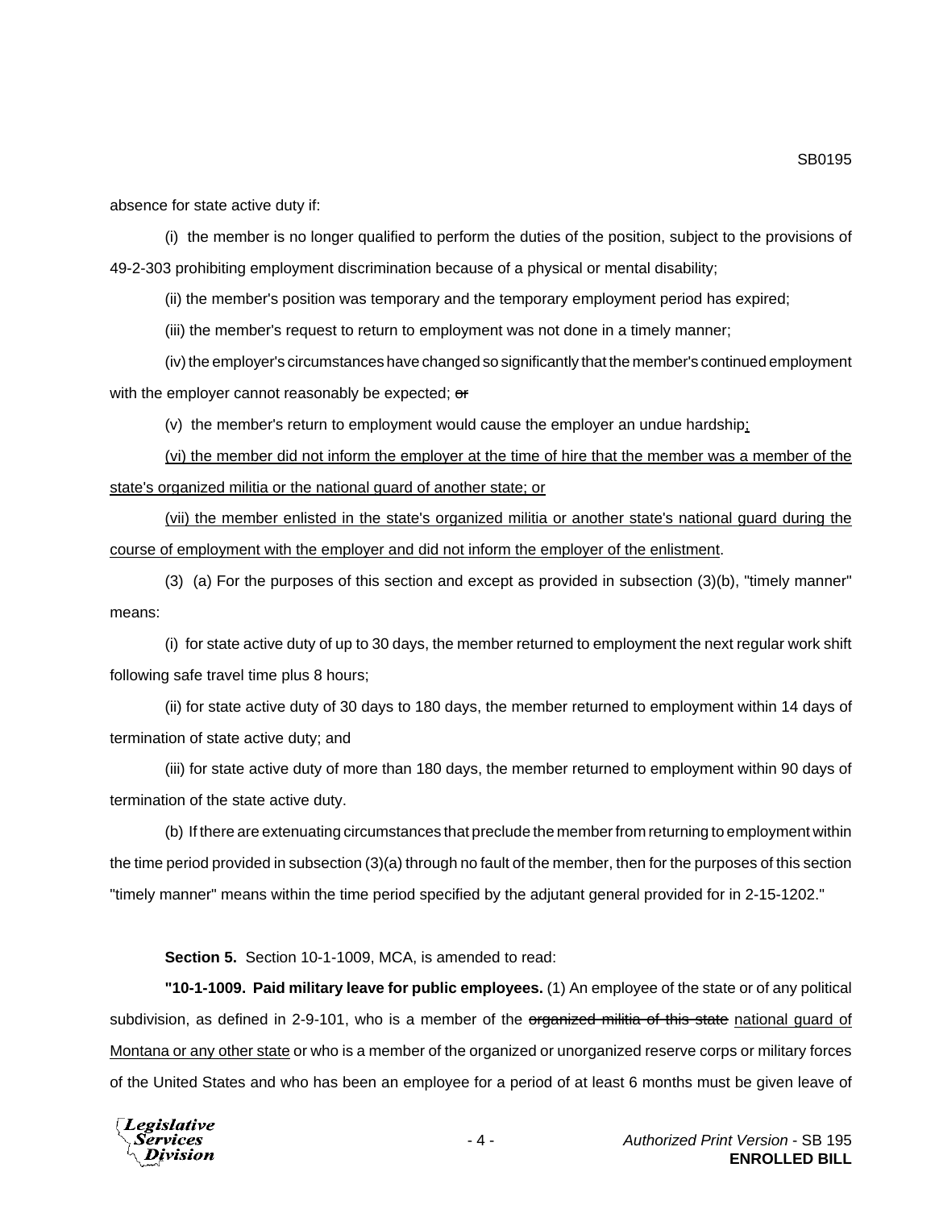absence for state active duty if:

(i) the member is no longer qualified to perform the duties of the position, subject to the provisions of 49-2-303 prohibiting employment discrimination because of a physical or mental disability;

(ii) the member's position was temporary and the temporary employment period has expired;

(iii) the member's request to return to employment was not done in a timely manner;

(iv) the employer's circumstances have changed so significantly that the member's continued employment with the employer cannot reasonably be expected; ~~or~~

(v) the member's return to employment would cause the employer an undue hardship;

(vi) the member did not inform the employer at the time of hire that the member was a member of the state's organized militia or the national guard of another state; or

(vii) the member enlisted in the state's organized militia or another state's national guard during the course of employment with the employer and did not inform the employer of the enlistment.

(3) (a) For the purposes of this section and except as provided in subsection (3)(b), "timely manner" means:

(i) for state active duty of up to 30 days, the member returned to employment the next regular work shift following safe travel time plus 8 hours;

(ii) for state active duty of 30 days to 180 days, the member returned to employment within 14 days of termination of state active duty; and

(iii) for state active duty of more than 180 days, the member returned to employment within 90 days of termination of the state active duty.

(b) If there are extenuating circumstances that preclude the member from returning to employment within the time period provided in subsection (3)(a) through no fault of the member, then for the purposes of this section "timely manner" means within the time period specified by the adjutant general provided for in 2-15-1202."

**Section 5.** Section 10-1-1009, MCA, is amended to read:

**"10-1-1009. Paid military leave for public employees.** (1) An employee of the state or of any political subdivision, as defined in 2-9-101, who is a member of the ~~organized militia of this state~~ national guard of Montana or any other state or who is a member of the organized or unorganized reserve corps or military forces of the United States and who has been an employee for a period of at least 6 months must be given leave of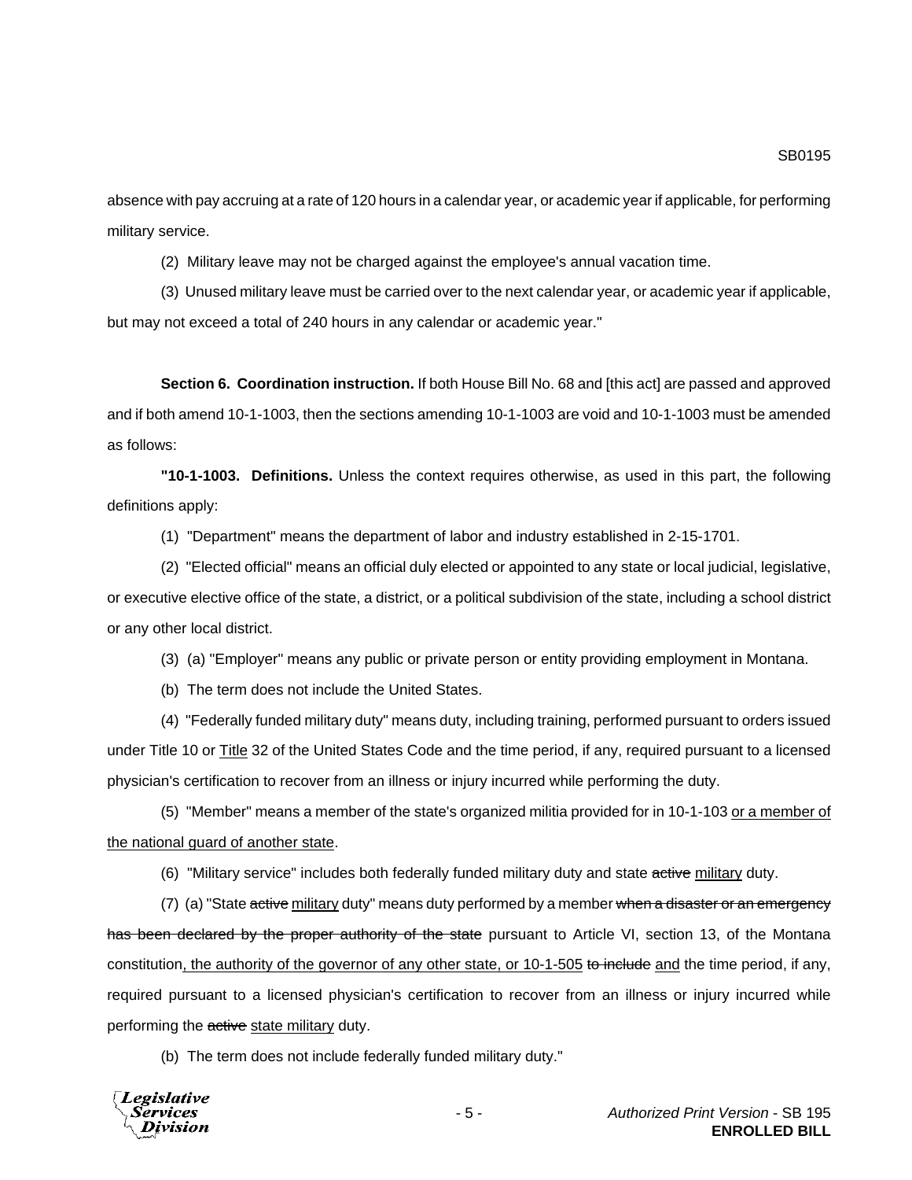absence with pay accruing at a rate of 120 hours in a calendar year, or academic year if applicable, for performing military service.

(2) Military leave may not be charged against the employee's annual vacation time.

(3) Unused military leave must be carried over to the next calendar year, or academic year if applicable, but may not exceed a total of 240 hours in any calendar or academic year."

**Section 6. Coordination instruction.** If both House Bill No. 68 and [this act] are passed and approved and if both amend 10-1-1003, then the sections amending 10-1-1003 are void and 10-1-1003 must be amended as follows:

**"10-1-1003. Definitions.** Unless the context requires otherwise, as used in this part, the following definitions apply:

(1) "Department" means the department of labor and industry established in 2-15-1701.

(2) "Elected official" means an official duly elected or appointed to any state or local judicial, legislative, or executive elective office of the state, a district, or a political subdivision of the state, including a school district or any other local district.

(3) (a) "Employer" means any public or private person or entity providing employment in Montana.

(b) The term does not include the United States.

(4) "Federally funded military duty" means duty, including training, performed pursuant to orders issued under Title 10 or <u>Title</u> 32 of the United States Code and the time period, if any, required pursuant to a licensed physician's certification to recover from an illness or injury incurred while performing the duty.

(5) "Member" means a member of the state's organized militia provided for in 10-1-103 <u>or a member of the national guard of another state</u>.

(6) "Military service" includes both federally funded military duty and state ~~active~~ <u>military</u> duty.

(7) (a) "State ~~active~~ <u>military</u> duty" means duty performed by a member ~~when a disaster or an emergency has been declared by the proper authority of the state~~ pursuant to Article VI, section 13, of the Montana constitution<u>, the authority of the governor of any other state, or 10-1-505</u> ~~to include~~ <u>and</u> the time period, if any, required pursuant to a licensed physician's certification to recover from an illness or injury incurred while performing the ~~active~~ <u>state military</u> duty.

(b) The term does not include federally funded military duty."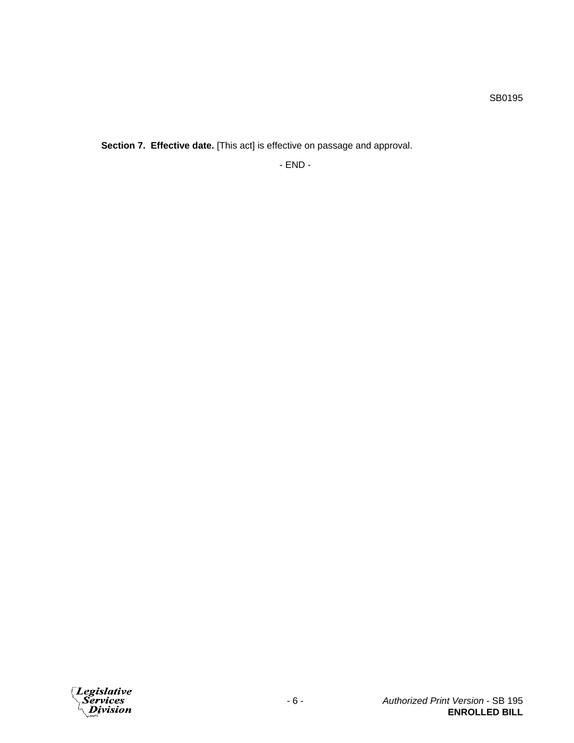**Section 7. Effective date.** [This act] is effective on passage and approval.

- END -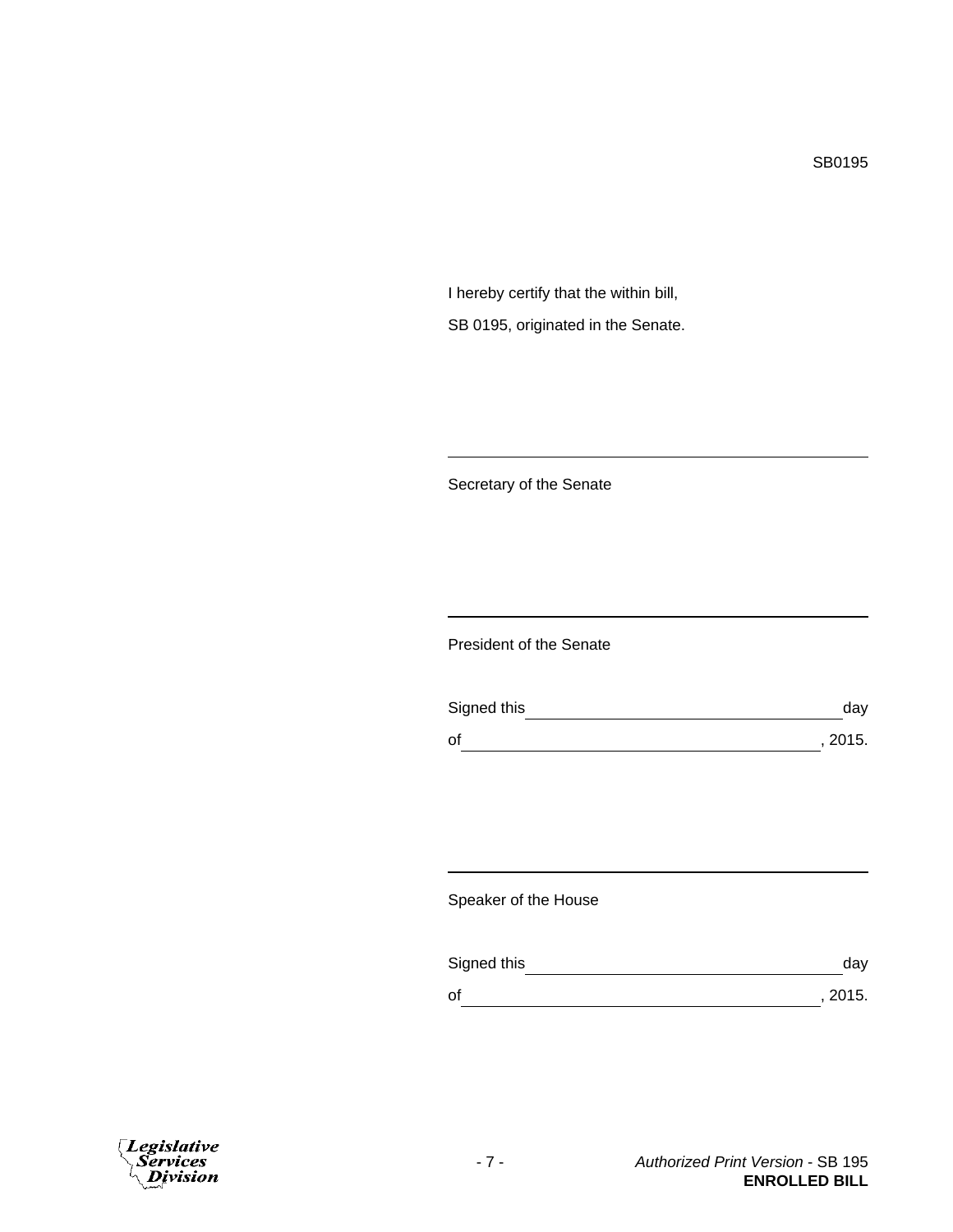SB0195

I hereby certify that the within bill,

SB 0195, originated in the Senate.

___________________________________________

Secretary of the Senate

___________________________________________

President of the Senate

Signed this ________________________________ day

of ______________________________________, 2015.

___________________________________________

Speaker of the House

Signed this ________________________________ day

of ______________________________________, 2015.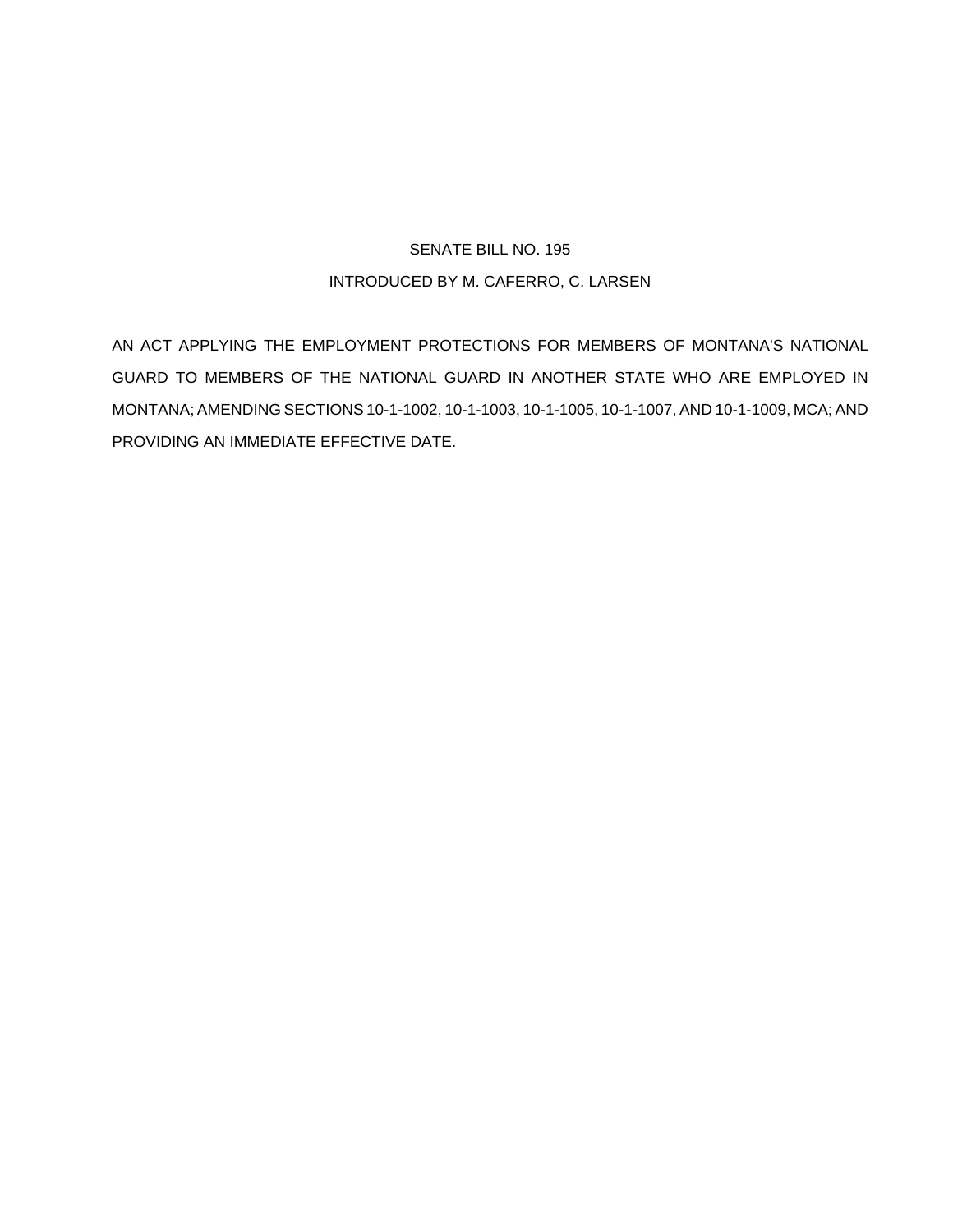SENATE BILL NO. 195

INTRODUCED BY M. CAFERRO, C. LARSEN

AN ACT APPLYING THE EMPLOYMENT PROTECTIONS FOR MEMBERS OF MONTANA'S NATIONAL GUARD TO MEMBERS OF THE NATIONAL GUARD IN ANOTHER STATE WHO ARE EMPLOYED IN MONTANA; AMENDING SECTIONS 10-1-1002, 10-1-1003, 10-1-1005, 10-1-1007, AND 10-1-1009, MCA; AND PROVIDING AN IMMEDIATE EFFECTIVE DATE.